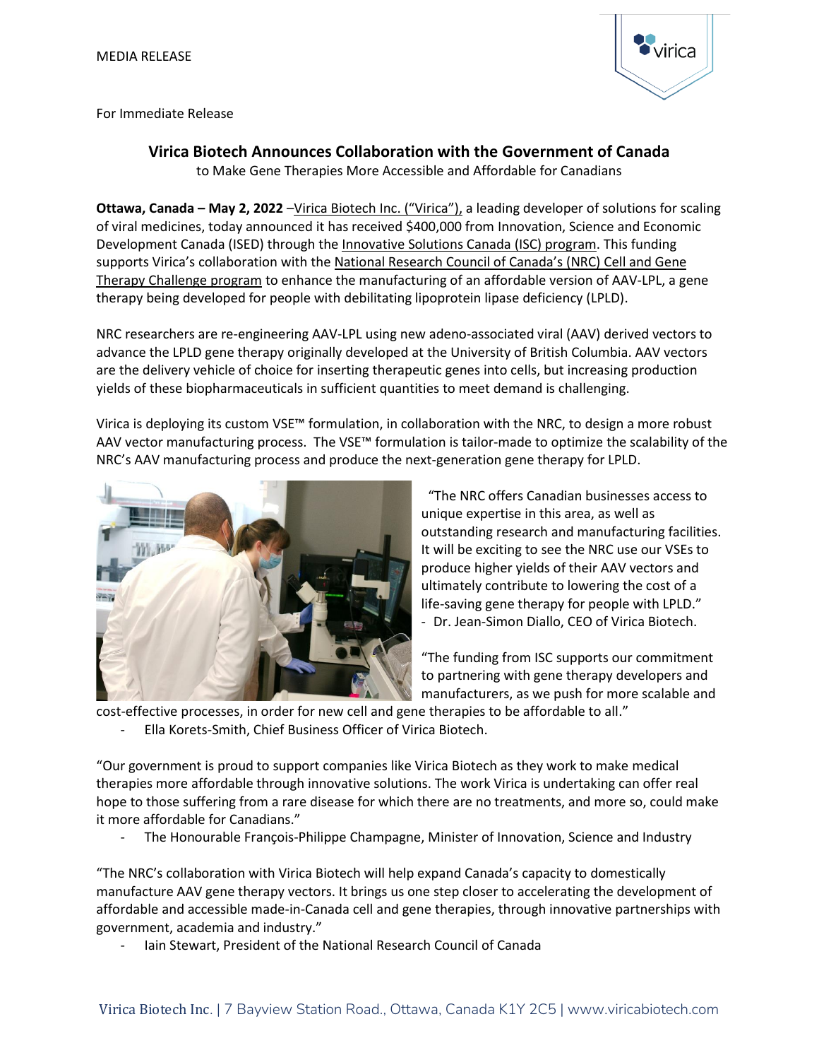MEDIA RELEASE

For Immediate Release

# Virica Biotech Announces Collaboration with the Government of Canada

to Make Gene Therapies More Accessible and Affordable for Canadians

**Ottawa, Canada – May 2, 2022** –Virica Biotech Inc. ("Virica"), a leading developer of solutions for scaling of viral medicines, today announced it has received $400,000 from Innovation, Science and Economic Development Canada (ISED) through the Innovative Solutions Canada (ISC) program. This funding supports Virica's collaboration with the National Research Council of Canada's (NRC) Cell and Gene Therapy Challenge program to enhance the manufacturing of an affordable version of AAV-LPL, a gene therapy being developed for people with debilitating lipoprotein lipase deficiency (LPLD).

NRC researchers are re-engineering AAV-LPL using new adeno-associated viral (AAV) derived vectors to advance the LPLD gene therapy originally developed at the University of British Columbia. AAV vectors are the delivery vehicle of choice for inserting therapeutic genes into cells, but increasing production yields of these biopharmaceuticals in sufficient quantities to meet demand is challenging.

Virica is deploying its custom VSE™ formulation, in collaboration with the NRC, to design a more robust AAV vector manufacturing process. The VSE™ formulation is tailor-made to optimize the scalability of the NRC's AAV manufacturing process and produce the next-generation gene therapy for LPLD.

"The NRC offers Canadian businesses access to unique expertise in this area, as well as outstanding research and manufacturing facilities. It will be exciting to see the NRC use our VSEs to produce higher yields of their AAV vectors and ultimately contribute to lowering the cost of a life-saving gene therapy for people with LPLD."
- Dr. Jean-Simon Diallo, CEO of Virica Biotech.

"The funding from ISC supports our commitment to partnering with gene therapy developers and manufacturers, as we push for more scalable and cost-effective processes, in order for new cell and gene therapies to be affordable to all."
- Ella Korets-Smith, Chief Business Officer of Virica Biotech.

"Our government is proud to support companies like Virica Biotech as they work to make medical therapies more affordable through innovative solutions. The work Virica is undertaking can offer real hope to those suffering from a rare disease for which there are no treatments, and more so, could make it more affordable for Canadians."
- The Honourable François-Philippe Champagne, Minister of Innovation, Science and Industry

"The NRC's collaboration with Virica Biotech will help expand Canada's capacity to domestically manufacture AAV gene therapy vectors. It brings us one step closer to accelerating the development of affordable and accessible made-in-Canada cell and gene therapies, through innovative partnerships with government, academia and industry."
- Iain Stewart, President of the National Research Council of Canada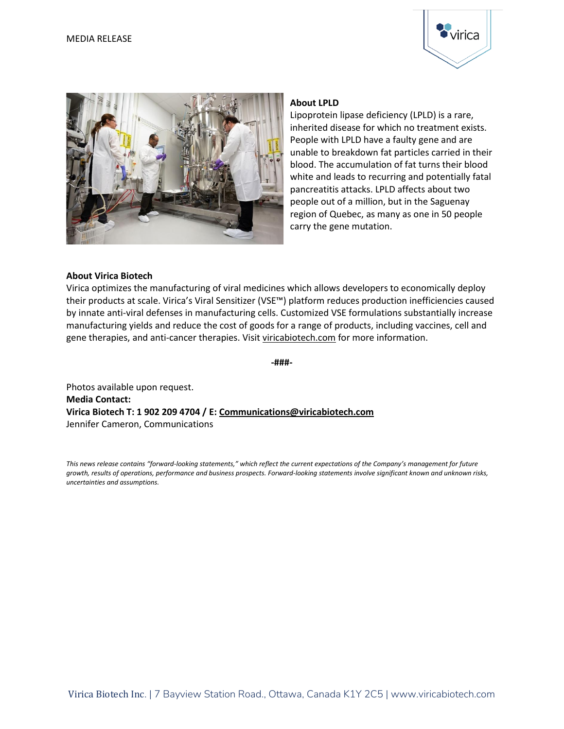MEDIA RELEASE

**About LPLD**

Lipoprotein lipase deficiency (LPLD) is a rare, inherited disease for which no treatment exists. People with LPLD have a faulty gene and are unable to breakdown fat particles carried in their blood. The accumulation of fat turns their blood white and leads to recurring and potentially fatal pancreatitis attacks. LPLD affects about two people out of a million, but in the Saguenay region of Quebec, as many as one in 50 people carry the gene mutation.

**About Virica Biotech**

Virica optimizes the manufacturing of viral medicines which allows developers to economically deploy their products at scale. Virica's Viral Sensitizer (VSE™) platform reduces production inefficiencies caused by innate anti-viral defenses in manufacturing cells. Customized VSE formulations substantially increase manufacturing yields and reduce the cost of goods for a range of products, including vaccines, cell and gene therapies, and anti-cancer therapies. Visit viricabiotech.com for more information.

**-###-**

Photos available upon request.

**Media Contact:**

**Virica Biotech T: 1 902 209 4704 / E: Communications@viricabiotech.com**

Jennifer Cameron, Communications

*This news release contains "forward-looking statements," which reflect the current expectations of the Company's management for future growth, results of operations, performance and business prospects. Forward-looking statements involve significant known and unknown risks, uncertainties and assumptions.*

Virica Biotech Inc. | 7 Bayview Station Road., Ottawa, Canada K1Y 2C5 | www.viricabiotech.com